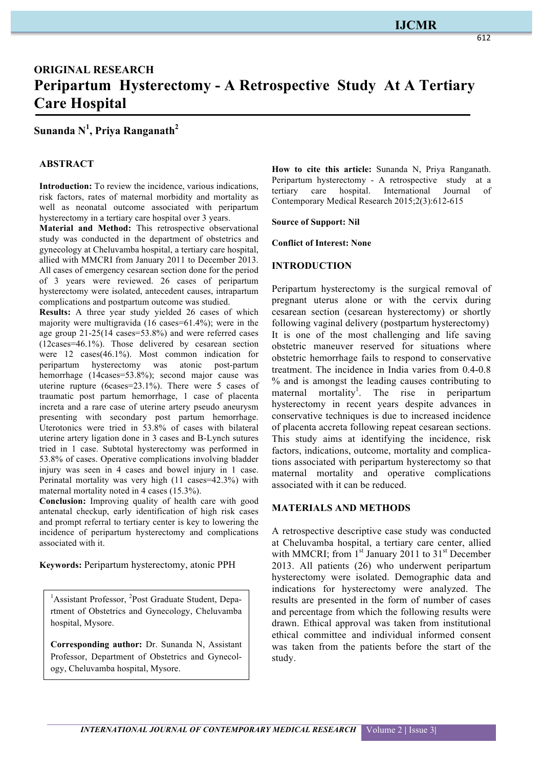**ORIGINAL RESEARCH**

# Peripartum Hysterectomy - A Retrospective Study At A Tertiary Care Hospital

**Sunanda N[1], Priya Ranganath[2]**

## ABSTRACT

**Introduction:** To review the incidence, various indications, risk factors, rates of maternal morbidity and mortality as well as neonatal outcome associated with peripartum hysterectomy in a tertiary care hospital over 3 years.

**Material and Method:** This retrospective observational study was conducted in the department of obstetrics and gynecology at Cheluvamba hospital, a tertiary care hospital, allied with MMCRI from January 2011 to December 2013. All cases of emergency cesarean section done for the period of 3 years were reviewed. 26 cases of peripartum hysterectomy were isolated, antecedent causes, intrapartum complications and postpartum outcome was studied.

**Results:** A three year study yielded 26 cases of which majority were multigravida (16 cases=61.4%); were in the age group 21-25(14 cases=53.8%) and were referred cases (12cases=46.1%). Those delivered by cesarean section were 12 cases(46.1%). Most common indication for peripartum hysterectomy was atonic post-partum hemorrhage (14cases=53.8%); second major cause was uterine rupture (6cases=23.1%). There were 5 cases of traumatic post partum hemorrhage, 1 case of placenta increta and a rare case of uterine artery pseudo aneurysm presenting with secondary post partum hemorrhage. Uterotonics were tried in 53.8% of cases with bilateral uterine artery ligation done in 3 cases and B-Lynch sutures tried in 1 case. Subtotal hysterectomy was performed in 53.8% of cases. Operative complications involving bladder injury was seen in 4 cases and bowel injury in 1 case. Perinatal mortality was very high (11 cases=42.3%) with maternal mortality noted in 4 cases (15.3%).

**Conclusion:** Improving quality of health care with good antenatal checkup, early identification of high risk cases and prompt referral to tertiary center is key to lowering the incidence of peripartum hysterectomy and complications associated with it.

**Keywords:** Peripartum hysterectomy, atonic PPH

[1]Assistant Professor, [2]Post Graduate Student, Department of Obstetrics and Gynecology, Cheluvamba hospital, Mysore.

**Corresponding author:** Dr. Sunanda N, Assistant Professor, Department of Obstetrics and Gynecology, Cheluvamba hospital, Mysore.

**How to cite this article:** Sunanda N, Priya Ranganath. Peripartum hysterectomy - A retrospective study at a tertiary care hospital. International Journal of Contemporary Medical Research 2015;2(3):612-615

**Source of Support: Nil**

**Conflict of Interest: None**

## INTRODUCTION

Peripartum hysterectomy is the surgical removal of pregnant uterus alone or with the cervix during cesarean section (cesarean hysterectomy) or shortly following vaginal delivery (postpartum hysterectomy) It is one of the most challenging and life saving obstetric maneuver reserved for situations where obstetric hemorrhage fails to respond to conservative treatment. The incidence in India varies from 0.4-0.8 % and is amongst the leading causes contributing to maternal mortality[1]. The rise in peripartum hysterectomy in recent years despite advances in conservative techniques is due to increased incidence of placenta accreta following repeat cesarean sections. This study aims at identifying the incidence, risk factors, indications, outcome, mortality and complications associated with peripartum hysterectomy so that maternal mortality and operative complications associated with it can be reduced.

## MATERIALS AND METHODS

A retrospective descriptive case study was conducted at Cheluvamba hospital, a tertiary care center, allied with MMCRI; from 1st January 2011 to 31st December 2013. All patients (26) who underwent peripartum hysterectomy were isolated. Demographic data and indications for hysterectomy were analyzed. The results are presented in the form of number of cases and percentage from which the following results were drawn. Ethical approval was taken from institutional ethical committee and individual informed consent was taken from the patients before the start of the study.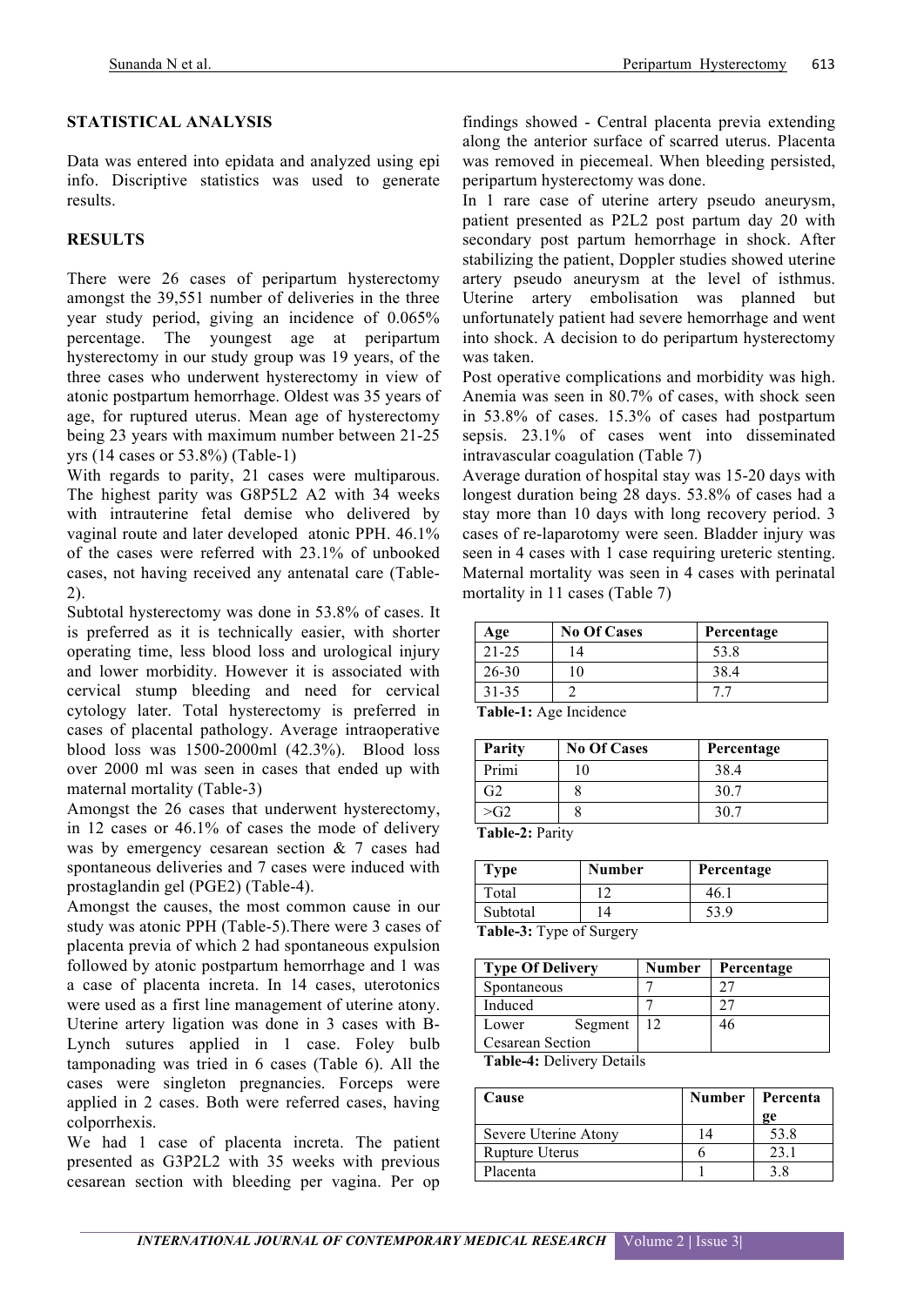## STATISTICAL ANALYSIS

Data was entered into epidata and analyzed using epi info. Discriptive statistics was used to generate results.

## RESULTS

There were 26 cases of peripartum hysterectomy amongst the 39,551 number of deliveries in the three year study period, giving an incidence of 0.065% percentage. The youngest age at peripartum hysterectomy in our study group was 19 years, of the three cases who underwent hysterectomy in view of atonic postpartum hemorrhage. Oldest was 35 years of age, for ruptured uterus. Mean age of hysterectomy being 23 years with maximum number between 21-25 yrs (14 cases or 53.8%) (Table-1)

With regards to parity, 21 cases were multiparous. The highest parity was G8P5L2 A2 with 34 weeks with intrauterine fetal demise who delivered by vaginal route and later developed atonic PPH. 46.1% of the cases were referred with 23.1% of unbooked cases, not having received any antenatal care (Table-2).

Subtotal hysterectomy was done in 53.8% of cases. It is preferred as it is technically easier, with shorter operating time, less blood loss and urological injury and lower morbidity. However it is associated with cervical stump bleeding and need for cervical cytology later. Total hysterectomy is preferred in cases of placental pathology. Average intraoperative blood loss was 1500-2000ml (42.3%). Blood loss over 2000 ml was seen in cases that ended up with maternal mortality (Table-3)

Amongst the 26 cases that underwent hysterectomy, in 12 cases or 46.1% of cases the mode of delivery was by emergency cesarean section & 7 cases had spontaneous deliveries and 7 cases were induced with prostaglandin gel (PGE2) (Table-4).

Amongst the causes, the most common cause in our study was atonic PPH (Table-5).There were 3 cases of placenta previa of which 2 had spontaneous expulsion followed by atonic postpartum hemorrhage and 1 was a case of placenta increta. In 14 cases, uterotonics were used as a first line management of uterine atony. Uterine artery ligation was done in 3 cases with B-Lynch sutures applied in 1 case. Foley bulb tamponading was tried in 6 cases (Table 6). All the cases were singleton pregnancies. Forceps were applied in 2 cases. Both were referred cases, having colporrhexis.

We had 1 case of placenta increta. The patient presented as G3P2L2 with 35 weeks with previous cesarean section with bleeding per vagina. Per op findings showed - Central placenta previa extending along the anterior surface of scarred uterus. Placenta was removed in piecemeal. When bleeding persisted, peripartum hysterectomy was done.

In 1 rare case of uterine artery pseudo aneurysm, patient presented as P2L2 post partum day 20 with secondary post partum hemorrhage in shock. After stabilizing the patient, Doppler studies showed uterine artery pseudo aneurysm at the level of isthmus. Uterine artery embolisation was planned but unfortunately patient had severe hemorrhage and went into shock. A decision to do peripartum hysterectomy was taken.

Post operative complications and morbidity was high. Anemia was seen in 80.7% of cases, with shock seen in 53.8% of cases. 15.3% of cases had postpartum sepsis. 23.1% of cases went into disseminated intravascular coagulation (Table 7)

Average duration of hospital stay was 15-20 days with longest duration being 28 days. 53.8% of cases had a stay more than 10 days with long recovery period. 3 cases of re-laparotomy were seen. Bladder injury was seen in 4 cases with 1 case requiring ureteric stenting. Maternal mortality was seen in 4 cases with perinatal mortality in 11 cases (Table 7)

| Age | No Of Cases | Percentage |
|---|---|---|
| 21-25 | 14 | 53.8 |
| 26-30 | 10 | 38.4 |
| 31-35 | 2 | 7.7 |

**Table-1:** Age Incidence

| Parity | No Of Cases | Percentage |
|---|---|---|
| Primi | 10 | 38.4 |
| G2 | 8 | 30.7 |
| >G2 | 8 | 30.7 |

**Table-2:** Parity

| Type | Number | Percentage |
|---|---|---|
| Total | 12 | 46.1 |
| Subtotal | 14 | 53.9 |

**Table-3:** Type of Surgery

| Type Of Delivery | Number | Percentage |
|---|---|---|
| Spontaneous | 7 | 27 |
| Induced | 7 | 27 |
| Lower Segment Cesarean Section | 12 | 46 |

**Table-4:** Delivery Details

| Cause | Number | Percentage |
|---|---|---|
| Severe Uterine Atony | 14 | 53.8 |
| Rupture Uterus | 6 | 23.1 |
| Placenta | 1 | 3.8 |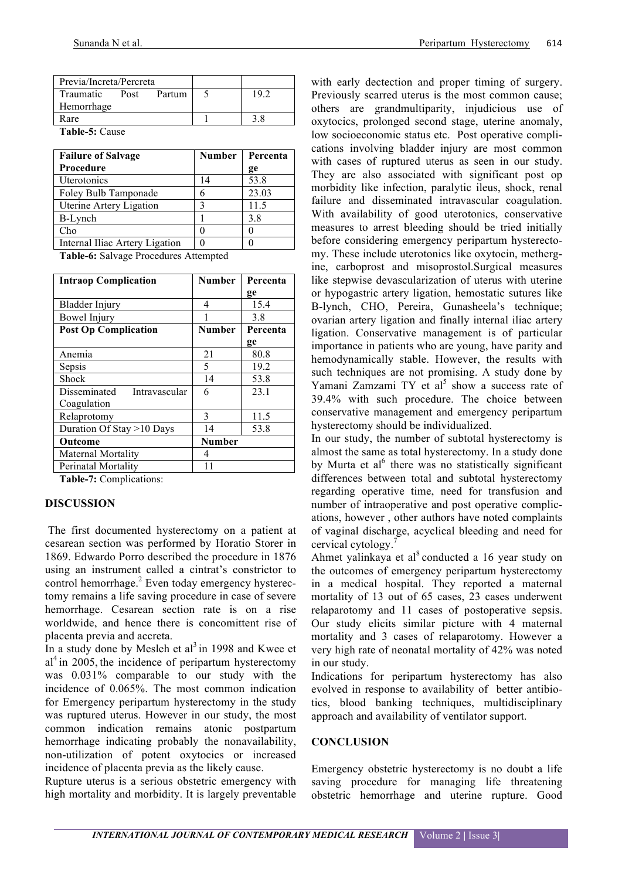| Previa/Increta/Percreta | | |
|---|---|---|
| Traumatic Post Partum Hemorrhage | 5 | 19.2 |
| Rare | 1 | 3.8 |

**Table-5:** Cause

| Failure of Salvage Procedure | Number | Percentage |
|---|---|---|
| Uterotonics | 14 | 53.8 |
| Foley Bulb Tamponade | 6 | 23.03 |
| Uterine Artery Ligation | 3 | 11.5 |
| B-Lynch | 1 | 3.8 |
| Cho | 0 | 0 |
| Internal Iliac Artery Ligation | 0 | 0 |

**Table-6:** Salvage Procedures Attempted

| Intraop Complication | Number | Percentage |
|---|---|---|
| Bladder Injury | 4 | 15.4 |
| Bowel Injury | 1 | 3.8 |
| **Post Op Complication** | **Number** | **Percentage** |
| Anemia | 21 | 80.8 |
| Sepsis | 5 | 19.2 |
| Shock | 14 | 53.8 |
| Disseminated Intravascular Coagulation | 6 | 23.1 |
| Relaprotomy | 3 | 11.5 |
| Duration Of Stay >10 Days | 14 | 53.8 |
| **Outcome** | **Number** | |
| Maternal Mortality | 4 | |
| Perinatal Mortality | 11 | |

**Table-7:** Complications:

## DISCUSSION

The first documented hysterectomy on a patient at cesarean section was performed by Horatio Storer in 1869. Edwardo Porro described the procedure in 1876 using an instrument called a cintrat's constrictor to control hemorrhage.[2] Even today emergency hysterectomy remains a life saving procedure in case of severe hemorrhage. Cesarean section rate is on a rise worldwide, and hence there is concomittent rise of placenta previa and accreta.

In a study done by Mesleh et al[3] in 1998 and Kwee et al[4] in 2005, the incidence of peripartum hysterectomy was 0.031% comparable to our study with the incidence of 0.065%. The most common indication for Emergency peripartum hysterectomy in the study was ruptured uterus. However in our study, the most common indication remains atonic postpartum hemorrhage indicating probably the nonavailability, non-utilization of potent oxytocics or increased incidence of placenta previa as the likely cause.

Rupture uterus is a serious obstetric emergency with high mortality and morbidity. It is largely preventable with early dectection and proper timing of surgery. Previously scarred uterus is the most common cause; others are grandmultiparity, injudicious use of oxytocics, prolonged second stage, uterine anomaly, low socioeconomic status etc. Post operative complications involving bladder injury are most common with cases of ruptured uterus as seen in our study. They are also associated with significant post op morbidity like infection, paralytic ileus, shock, renal failure and disseminated intravascular coagulation. With availability of good uterotonics, conservative measures to arrest bleeding should be tried initially before considering emergency peripartum hysterectomy. These include uterotonics like oxytocin, methergine, carboprost and misoprostol.Surgical measures like stepwise devascularization of uterus with uterine or hypogastric artery ligation, hemostatic sutures like B-lynch, CHO, Pereira, Gunasheela's technique; ovarian artery ligation and finally internal iliac artery ligation. Conservative management is of particular importance in patients who are young, have parity and hemodynamically stable. However, the results with such techniques are not promising. A study done by Yamani Zamzami TY et al[5] show a success rate of 39.4% with such procedure. The choice between conservative management and emergency peripartum hysterectomy should be individualized.

In our study, the number of subtotal hysterectomy is almost the same as total hysterectomy. In a study done by Murta et al[6] there was no statistically significant differences between total and subtotal hysterectomy regarding operative time, need for transfusion and number of intraoperative and post operative complications, however , other authors have noted complaints of vaginal discharge, acyclical bleeding and need for cervical cytology.[7]

Ahmet yalinkaya et al[8] conducted a 16 year study on the outcomes of emergency peripartum hysterectomy in a medical hospital. They reported a maternal mortality of 13 out of 65 cases, 23 cases underwent relaparotomy and 11 cases of postoperative sepsis. Our study elicits similar picture with 4 maternal mortality and 3 cases of relaparotomy. However a very high rate of neonatal mortality of 42% was noted in our study.

Indications for peripartum hysterectomy has also evolved in response to availability of better antibiotics, blood banking techniques, multidisciplinary approach and availability of ventilator support.

## CONCLUSION

Emergency obstetric hysterectomy is no doubt a life saving procedure for managing life threatening obstetric hemorrhage and uterine rupture. Good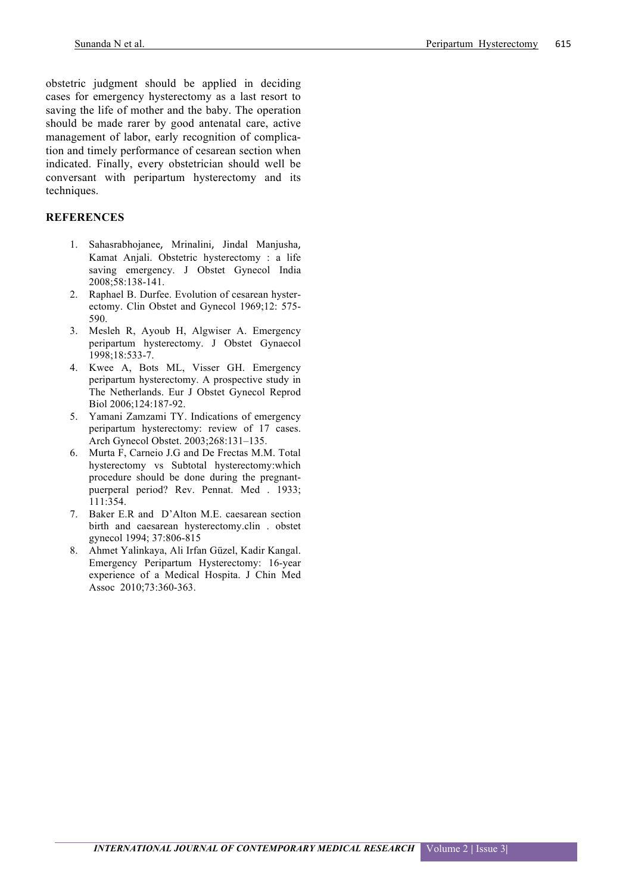obstetric judgment should be applied in deciding cases for emergency hysterectomy as a last resort to saving the life of mother and the baby. The operation should be made rarer by good antenatal care, active management of labor, early recognition of complication and timely performance of cesarean section when indicated. Finally, every obstetrician should well be conversant with peripartum hysterectomy and its techniques.

## REFERENCES

1. Sahasrabhojanee, Mrinalini, Jindal Manjusha, Kamat Anjali. Obstetric hysterectomy : a life saving emergency. J Obstet Gynecol India 2008;58:138-141.
2. Raphael B. Durfee. Evolution of cesarean hysterectomy. Clin Obstet and Gynecol 1969;12: 575-590.
3. Mesleh R, Ayoub H, Algwiser A. Emergency peripartum hysterectomy. J Obstet Gynaecol 1998;18:533-7.
4. Kwee A, Bots ML, Visser GH. Emergency peripartum hysterectomy. A prospective study in The Netherlands. Eur J Obstet Gynecol Reprod Biol 2006;124:187-92.
5. Yamani Zamzami TY. Indications of emergency peripartum hysterectomy: review of 17 cases. Arch Gynecol Obstet. 2003;268:131–135.
6. Murta F, Carneio J.G and De Frectas M.M. Total hysterectomy vs Subtotal hysterectomy:which procedure should be done during the pregnant-puerperal period? Rev. Pennat. Med . 1933; 111:354.
7. Baker E.R and D'Alton M.E. caesarean section birth and caesarean hysterectomy.clin . obstet gynecol 1994; 37:806-815
8. Ahmet Yalinkaya, Ali Irfan Güzel, Kadir Kangal. Emergency Peripartum Hysterectomy: 16-year experience of a Medical Hospita. J Chin Med Assoc 2010;73:360-363.